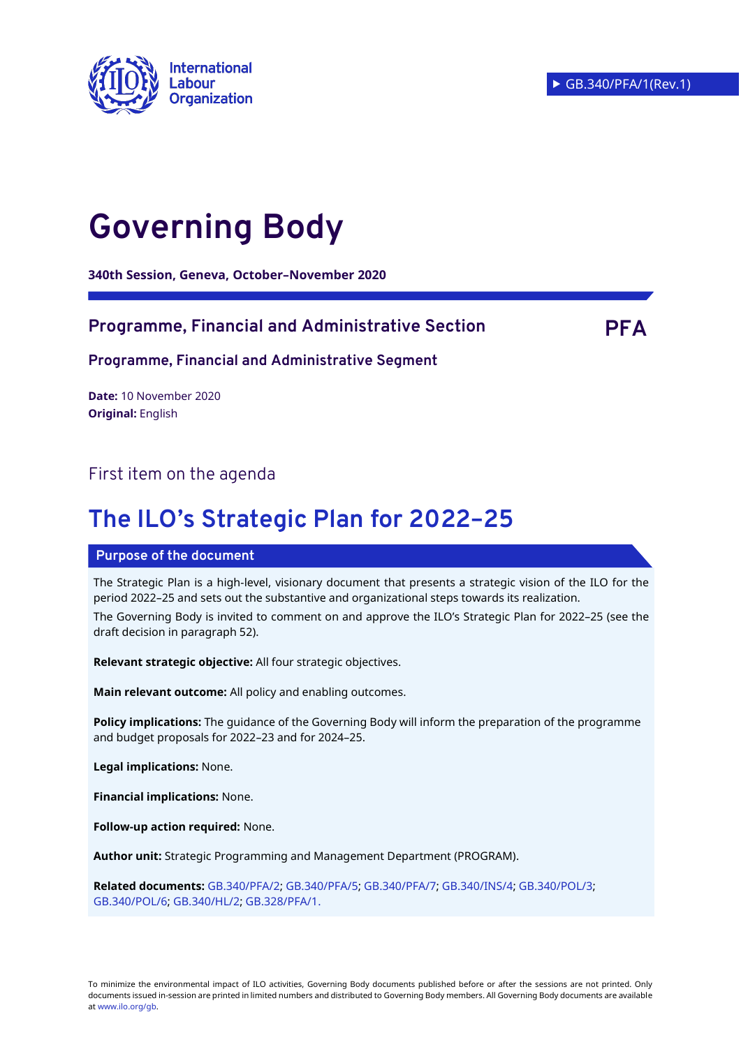International Labour Organization

▶ GB.340/PFA/1(Rev.1)

# Governing Body

**340th Session, Geneva, October–November 2020**

## Programme, Financial and Administrative Section

**PFA**

### Programme, Financial and Administrative Segment

**Date:** 10 November 2020
**Original:** English

First item on the agenda

# The ILO's Strategic Plan for 2022–25

**Purpose of the document**

The Strategic Plan is a high-level, visionary document that presents a strategic vision of the ILO for the period 2022–25 and sets out the substantive and organizational steps towards its realization.

The Governing Body is invited to comment on and approve the ILO's Strategic Plan for 2022–25 (see the draft decision in paragraph 52).

**Relevant strategic objective:** All four strategic objectives.

**Main relevant outcome:** All policy and enabling outcomes.

**Policy implications:** The guidance of the Governing Body will inform the preparation of the programme and budget proposals for 2022–23 and for 2024–25.

**Legal implications:** None.

**Financial implications:** None.

**Follow-up action required:** None.

**Author unit:** Strategic Programming and Management Department (PROGRAM).

**Related documents:** GB.340/PFA/2; GB.340/PFA/5; GB.340/PFA/7; GB.340/INS/4; GB.340/POL/3; GB.340/POL/6; GB.340/HL/2; GB.328/PFA/1.

To minimize the environmental impact of ILO activities, Governing Body documents published before or after the sessions are not printed. Only documents issued in-session are printed in limited numbers and distributed to Governing Body members. All Governing Body documents are available at www.ilo.org/gb.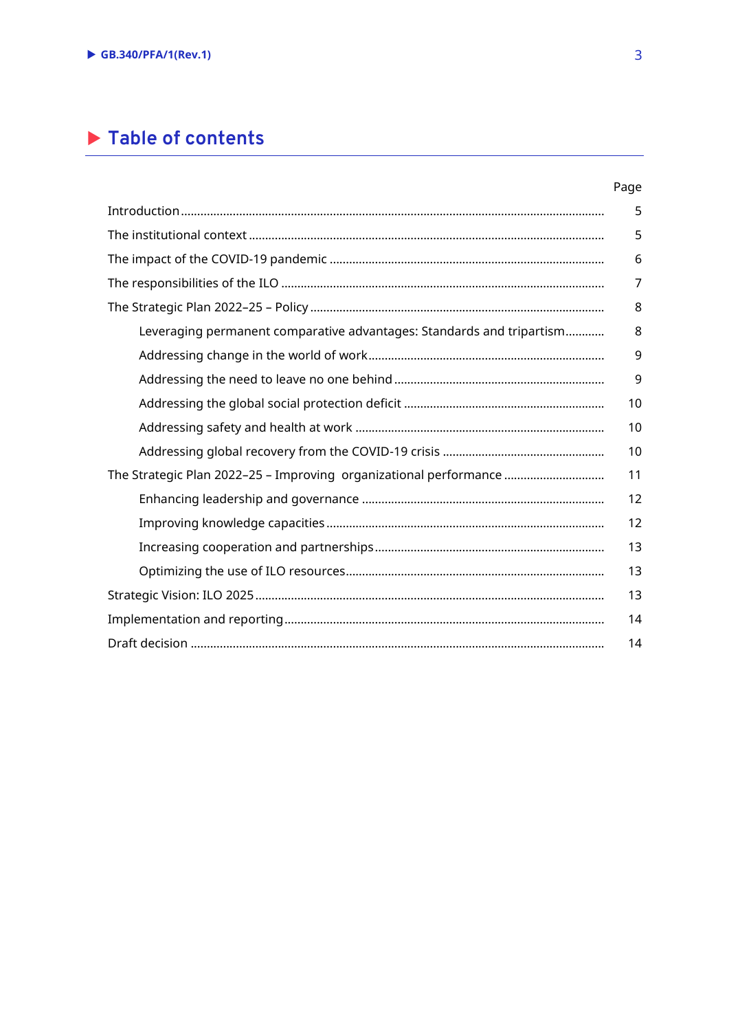# Table of contents

| | Page |
|---|---|
| Introduction | 5 |
| The institutional context | 5 |
| The impact of the COVID-19 pandemic | 6 |
| The responsibilities of the ILO | 7 |
| The Strategic Plan 2022–25 – Policy | 8 |
| Leveraging permanent comparative advantages: Standards and tripartism | 8 |
| Addressing change in the world of work | 9 |
| Addressing the need to leave no one behind | 9 |
| Addressing the global social protection deficit | 10 |
| Addressing safety and health at work | 10 |
| Addressing global recovery from the COVID-19 crisis | 10 |
| The Strategic Plan 2022–25 – Improving organizational performance | 11 |
| Enhancing leadership and governance | 12 |
| Improving knowledge capacities | 12 |
| Increasing cooperation and partnerships | 13 |
| Optimizing the use of ILO resources | 13 |
| Strategic Vision: ILO 2025 | 13 |
| Implementation and reporting | 14 |
| Draft decision | 14 |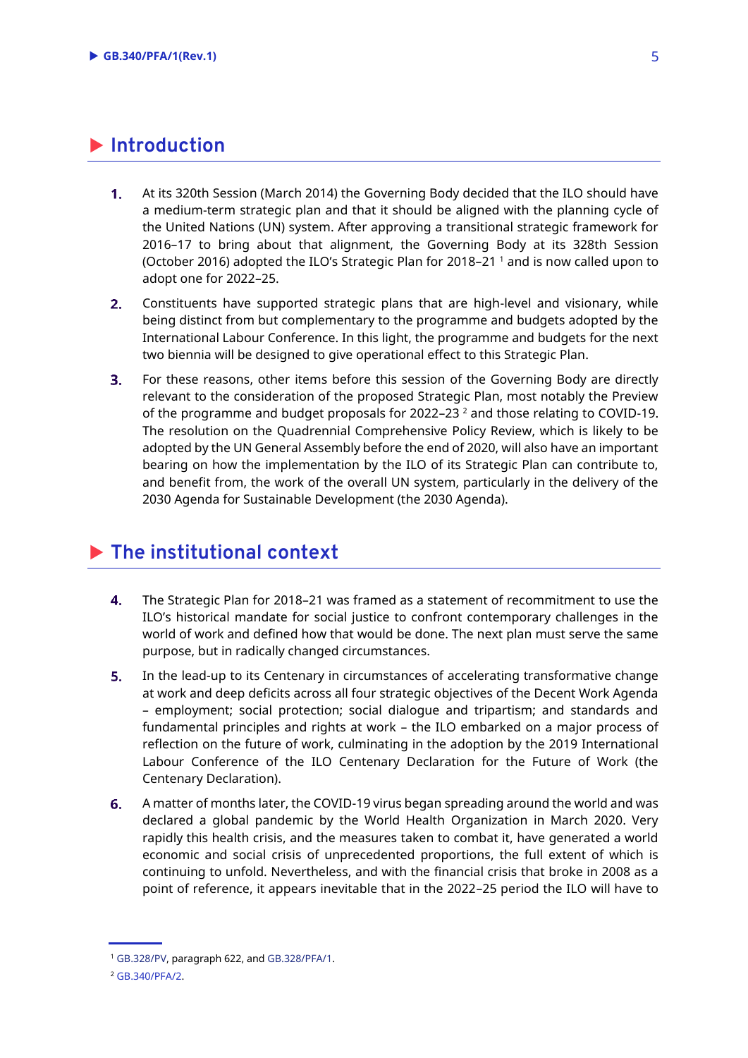## Introduction

1. At its 320th Session (March 2014) the Governing Body decided that the ILO should have a medium-term strategic plan and that it should be aligned with the planning cycle of the United Nations (UN) system. After approving a transitional strategic framework for 2016–17 to bring about that alignment, the Governing Body at its 328th Session (October 2016) adopted the ILO's Strategic Plan for 2018–21 [1] and is now called upon to adopt one for 2022–25.

2. Constituents have supported strategic plans that are high-level and visionary, while being distinct from but complementary to the programme and budgets adopted by the International Labour Conference. In this light, the programme and budgets for the next two biennia will be designed to give operational effect to this Strategic Plan.

3. For these reasons, other items before this session of the Governing Body are directly relevant to the consideration of the proposed Strategic Plan, most notably the Preview of the programme and budget proposals for 2022–23 [2] and those relating to COVID-19. The resolution on the Quadrennial Comprehensive Policy Review, which is likely to be adopted by the UN General Assembly before the end of 2020, will also have an important bearing on how the implementation by the ILO of its Strategic Plan can contribute to, and benefit from, the work of the overall UN system, particularly in the delivery of the 2030 Agenda for Sustainable Development (the 2030 Agenda).

## The institutional context

4. The Strategic Plan for 2018–21 was framed as a statement of recommitment to use the ILO's historical mandate for social justice to confront contemporary challenges in the world of work and defined how that would be done. The next plan must serve the same purpose, but in radically changed circumstances.

5. In the lead-up to its Centenary in circumstances of accelerating transformative change at work and deep deficits across all four strategic objectives of the Decent Work Agenda – employment; social protection; social dialogue and tripartism; and standards and fundamental principles and rights at work – the ILO embarked on a major process of reflection on the future of work, culminating in the adoption by the 2019 International Labour Conference of the ILO Centenary Declaration for the Future of Work (the Centenary Declaration).

6. A matter of months later, the COVID-19 virus began spreading around the world and was declared a global pandemic by the World Health Organization in March 2020. Very rapidly this health crisis, and the measures taken to combat it, have generated a world economic and social crisis of unprecedented proportions, the full extent of which is continuing to unfold. Nevertheless, and with the financial crisis that broke in 2008 as a point of reference, it appears inevitable that in the 2022–25 period the ILO will have to

[1] GB.328/PV, paragraph 622, and GB.328/PFA/1.

[2] GB.340/PFA/2.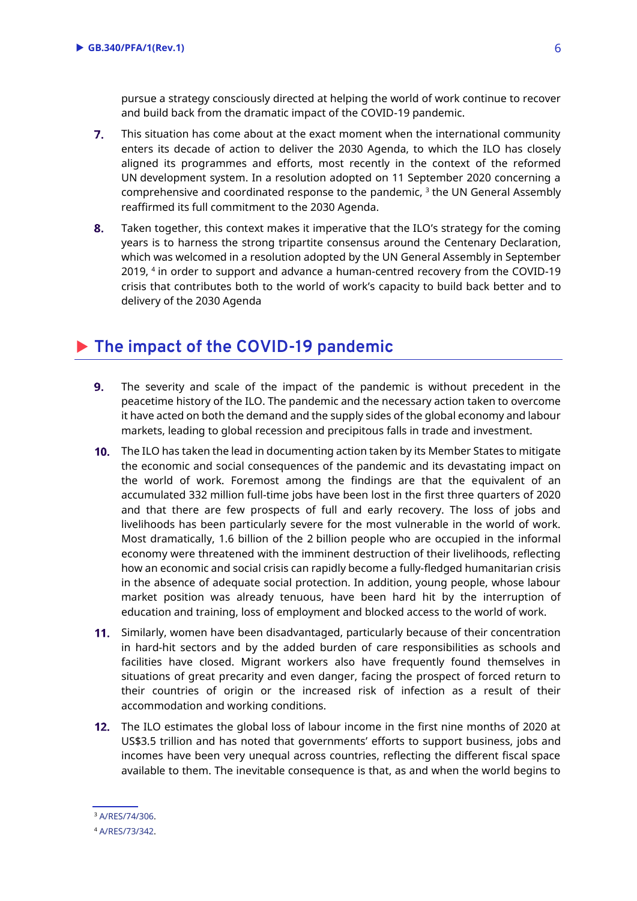pursue a strategy consciously directed at helping the world of work continue to recover and build back from the dramatic impact of the COVID-19 pandemic.

7. This situation has come about at the exact moment when the international community enters its decade of action to deliver the 2030 Agenda, to which the ILO has closely aligned its programmes and efforts, most recently in the context of the reformed UN development system. In a resolution adopted on 11 September 2020 concerning a comprehensive and coordinated response to the pandemic, [3] the UN General Assembly reaffirmed its full commitment to the 2030 Agenda.

8. Taken together, this context makes it imperative that the ILO's strategy for the coming years is to harness the strong tripartite consensus around the Centenary Declaration, which was welcomed in a resolution adopted by the UN General Assembly in September 2019, [4] in order to support and advance a human-centred recovery from the COVID-19 crisis that contributes both to the world of work's capacity to build back better and to delivery of the 2030 Agenda

## The impact of the COVID-19 pandemic

9. The severity and scale of the impact of the pandemic is without precedent in the peacetime history of the ILO. The pandemic and the necessary action taken to overcome it have acted on both the demand and the supply sides of the global economy and labour markets, leading to global recession and precipitous falls in trade and investment.

10. The ILO has taken the lead in documenting action taken by its Member States to mitigate the economic and social consequences of the pandemic and its devastating impact on the world of work. Foremost among the findings are that the equivalent of an accumulated 332 million full-time jobs have been lost in the first three quarters of 2020 and that there are few prospects of full and early recovery. The loss of jobs and livelihoods has been particularly severe for the most vulnerable in the world of work. Most dramatically, 1.6 billion of the 2 billion people who are occupied in the informal economy were threatened with the imminent destruction of their livelihoods, reflecting how an economic and social crisis can rapidly become a fully-fledged humanitarian crisis in the absence of adequate social protection. In addition, young people, whose labour market position was already tenuous, have been hard hit by the interruption of education and training, loss of employment and blocked access to the world of work.

11. Similarly, women have been disadvantaged, particularly because of their concentration in hard-hit sectors and by the added burden of care responsibilities as schools and facilities have closed. Migrant workers also have frequently found themselves in situations of great precarity and even danger, facing the prospect of forced return to their countries of origin or the increased risk of infection as a result of their accommodation and working conditions.

12. The ILO estimates the global loss of labour income in the first nine months of 2020 at US$3.5 trillion and has noted that governments' efforts to support business, jobs and incomes have been very unequal across countries, reflecting the different fiscal space available to them. The inevitable consequence is that, as and when the world begins to

---

[3] A/RES/74/306.

[4] A/RES/73/342.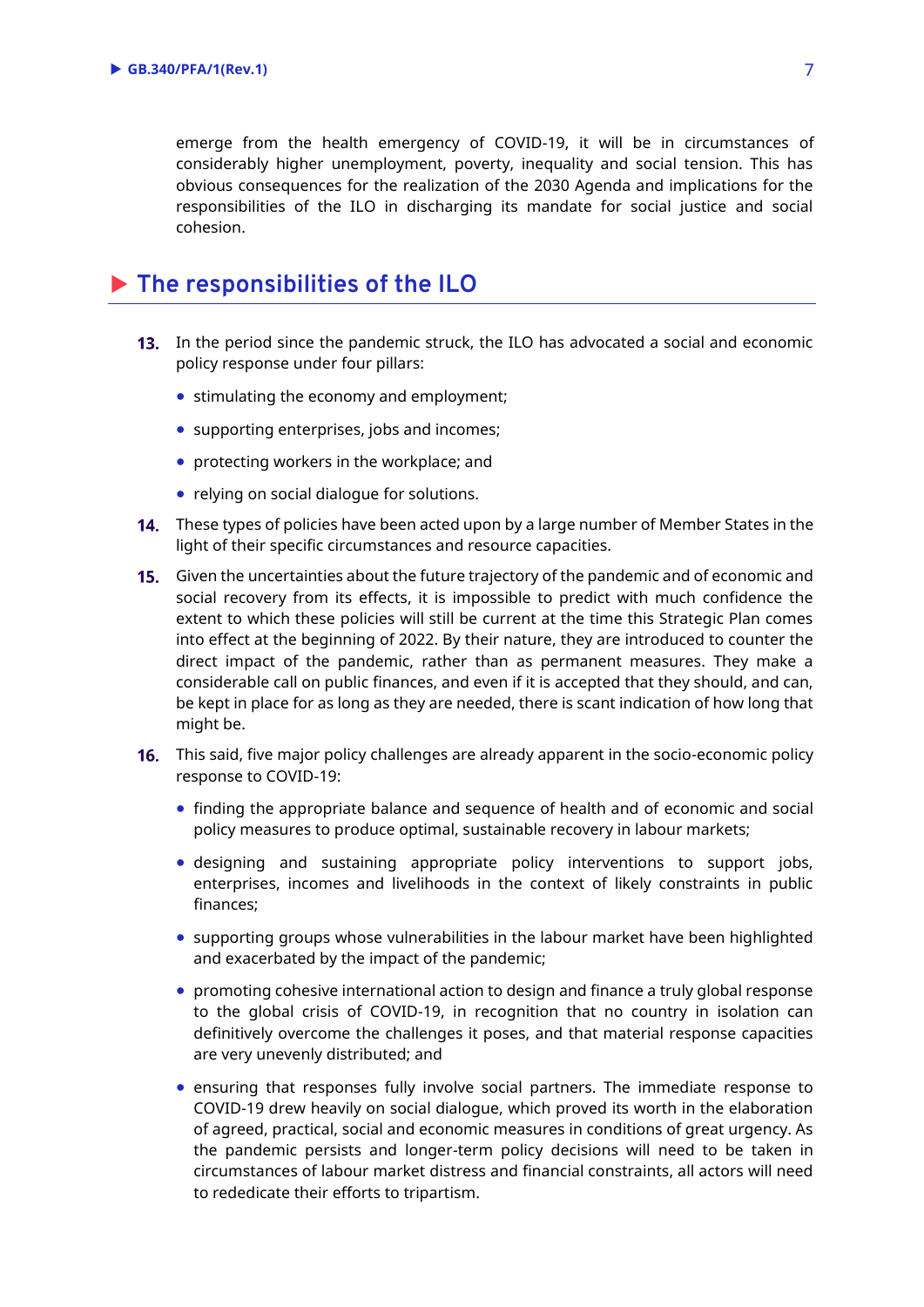emerge from the health emergency of COVID-19, it will be in circumstances of considerably higher unemployment, poverty, inequality and social tension. This has obvious consequences for the realization of the 2030 Agenda and implications for the responsibilities of the ILO in discharging its mandate for social justice and social cohesion.

## The responsibilities of the ILO

**13.** In the period since the pandemic struck, the ILO has advocated a social and economic policy response under four pillars:

- stimulating the economy and employment;
- supporting enterprises, jobs and incomes;
- protecting workers in the workplace; and
- relying on social dialogue for solutions.

**14.** These types of policies have been acted upon by a large number of Member States in the light of their specific circumstances and resource capacities.

**15.** Given the uncertainties about the future trajectory of the pandemic and of economic and social recovery from its effects, it is impossible to predict with much confidence the extent to which these policies will still be current at the time this Strategic Plan comes into effect at the beginning of 2022. By their nature, they are introduced to counter the direct impact of the pandemic, rather than as permanent measures. They make a considerable call on public finances, and even if it is accepted that they should, and can, be kept in place for as long as they are needed, there is scant indication of how long that might be.

**16.** This said, five major policy challenges are already apparent in the socio-economic policy response to COVID-19:

- finding the appropriate balance and sequence of health and of economic and social policy measures to produce optimal, sustainable recovery in labour markets;
- designing and sustaining appropriate policy interventions to support jobs, enterprises, incomes and livelihoods in the context of likely constraints in public finances;
- supporting groups whose vulnerabilities in the labour market have been highlighted and exacerbated by the impact of the pandemic;
- promoting cohesive international action to design and finance a truly global response to the global crisis of COVID-19, in recognition that no country in isolation can definitively overcome the challenges it poses, and that material response capacities are very unevenly distributed; and
- ensuring that responses fully involve social partners. The immediate response to COVID-19 drew heavily on social dialogue, which proved its worth in the elaboration of agreed, practical, social and economic measures in conditions of great urgency. As the pandemic persists and longer-term policy decisions will need to be taken in circumstances of labour market distress and financial constraints, all actors will need to rededicate their efforts to tripartism.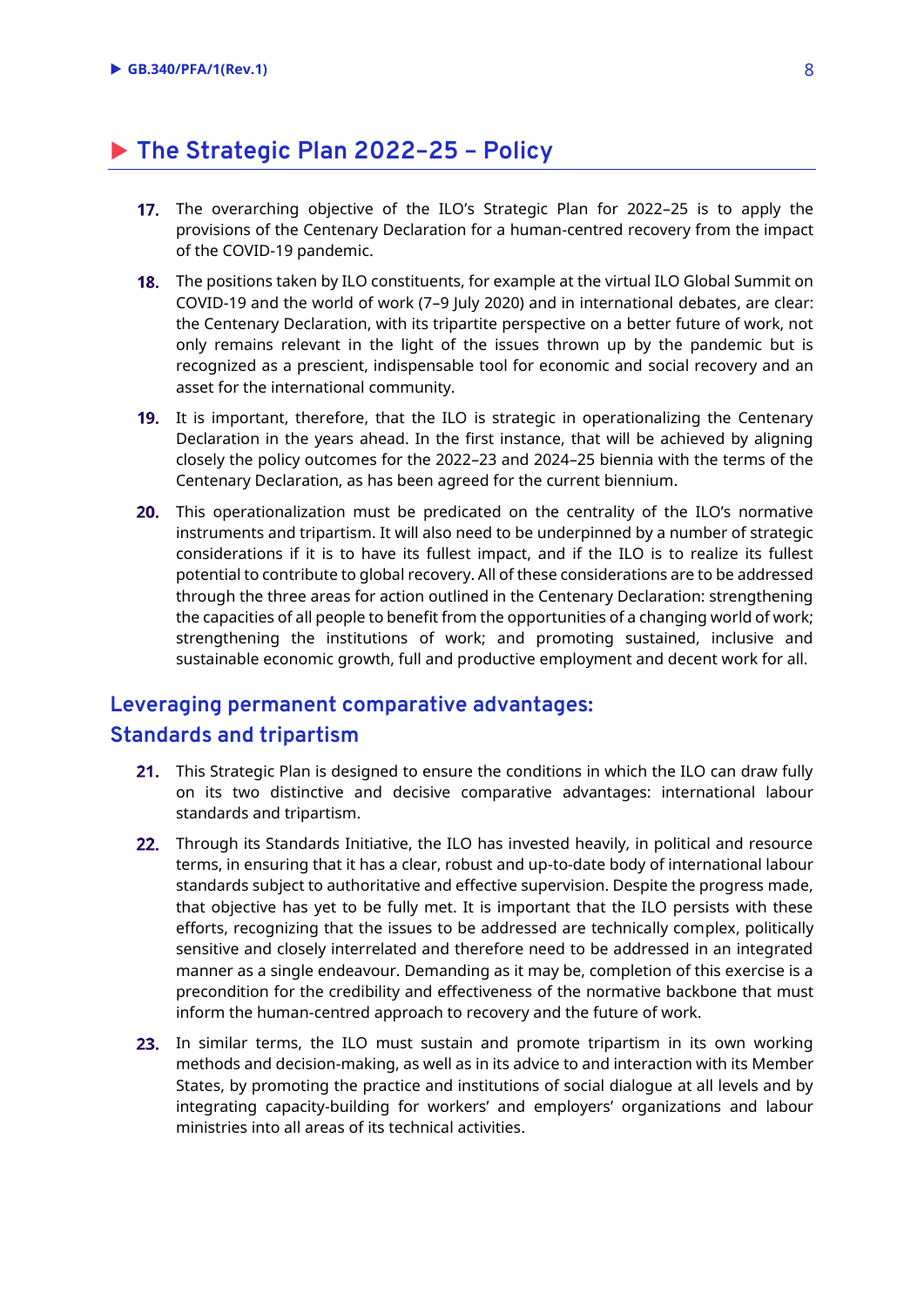# The Strategic Plan 2022–25 – Policy

**17.** The overarching objective of the ILO's Strategic Plan for 2022–25 is to apply the provisions of the Centenary Declaration for a human-centred recovery from the impact of the COVID-19 pandemic.

**18.** The positions taken by ILO constituents, for example at the virtual ILO Global Summit on COVID-19 and the world of work (7–9 July 2020) and in international debates, are clear: the Centenary Declaration, with its tripartite perspective on a better future of work, not only remains relevant in the light of the issues thrown up by the pandemic but is recognized as a prescient, indispensable tool for economic and social recovery and an asset for the international community.

**19.** It is important, therefore, that the ILO is strategic in operationalizing the Centenary Declaration in the years ahead. In the first instance, that will be achieved by aligning closely the policy outcomes for the 2022–23 and 2024–25 biennia with the terms of the Centenary Declaration, as has been agreed for the current biennium.

**20.** This operationalization must be predicated on the centrality of the ILO's normative instruments and tripartism. It will also need to be underpinned by a number of strategic considerations if it is to have its fullest impact, and if the ILO is to realize its fullest potential to contribute to global recovery. All of these considerations are to be addressed through the three areas for action outlined in the Centenary Declaration: strengthening the capacities of all people to benefit from the opportunities of a changing world of work; strengthening the institutions of work; and promoting sustained, inclusive and sustainable economic growth, full and productive employment and decent work for all.

## Leveraging permanent comparative advantages: Standards and tripartism

**21.** This Strategic Plan is designed to ensure the conditions in which the ILO can draw fully on its two distinctive and decisive comparative advantages: international labour standards and tripartism.

**22.** Through its Standards Initiative, the ILO has invested heavily, in political and resource terms, in ensuring that it has a clear, robust and up-to-date body of international labour standards subject to authoritative and effective supervision. Despite the progress made, that objective has yet to be fully met. It is important that the ILO persists with these efforts, recognizing that the issues to be addressed are technically complex, politically sensitive and closely interrelated and therefore need to be addressed in an integrated manner as a single endeavour. Demanding as it may be, completion of this exercise is a precondition for the credibility and effectiveness of the normative backbone that must inform the human-centred approach to recovery and the future of work.

**23.** In similar terms, the ILO must sustain and promote tripartism in its own working methods and decision-making, as well as in its advice to and interaction with its Member States, by promoting the practice and institutions of social dialogue at all levels and by integrating capacity-building for workers' and employers' organizations and labour ministries into all areas of its technical activities.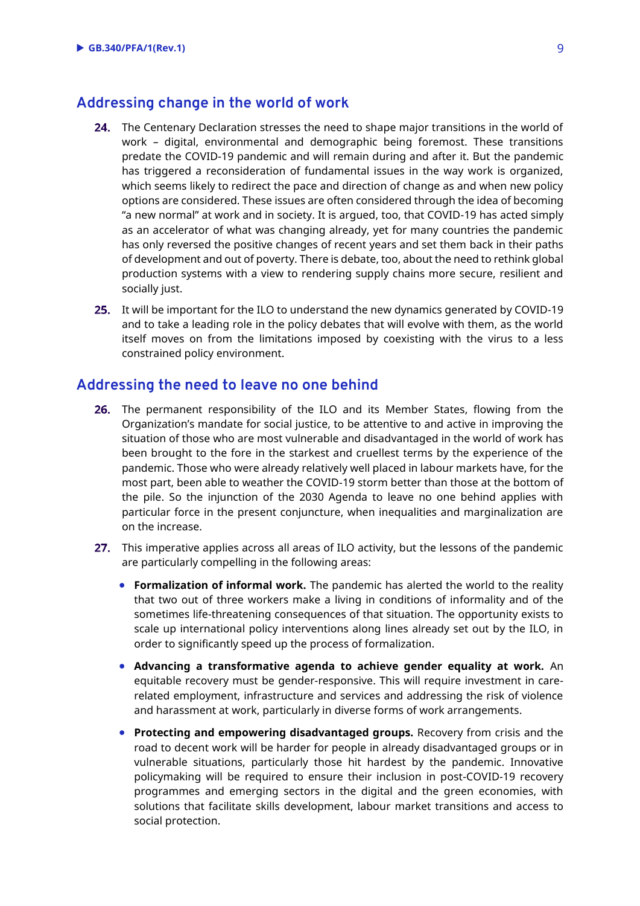## Addressing change in the world of work

**24.** The Centenary Declaration stresses the need to shape major transitions in the world of work – digital, environmental and demographic being foremost. These transitions predate the COVID-19 pandemic and will remain during and after it. But the pandemic has triggered a reconsideration of fundamental issues in the way work is organized, which seems likely to redirect the pace and direction of change as and when new policy options are considered. These issues are often considered through the idea of becoming "a new normal" at work and in society. It is argued, too, that COVID-19 has acted simply as an accelerator of what was changing already, yet for many countries the pandemic has only reversed the positive changes of recent years and set them back in their paths of development and out of poverty. There is debate, too, about the need to rethink global production systems with a view to rendering supply chains more secure, resilient and socially just.

**25.** It will be important for the ILO to understand the new dynamics generated by COVID-19 and to take a leading role in the policy debates that will evolve with them, as the world itself moves on from the limitations imposed by coexisting with the virus to a less constrained policy environment.

## Addressing the need to leave no one behind

**26.** The permanent responsibility of the ILO and its Member States, flowing from the Organization's mandate for social justice, to be attentive to and active in improving the situation of those who are most vulnerable and disadvantaged in the world of work has been brought to the fore in the starkest and cruellest terms by the experience of the pandemic. Those who were already relatively well placed in labour markets have, for the most part, been able to weather the COVID-19 storm better than those at the bottom of the pile. So the injunction of the 2030 Agenda to leave no one behind applies with particular force in the present conjuncture, when inequalities and marginalization are on the increase.

**27.** This imperative applies across all areas of ILO activity, but the lessons of the pandemic are particularly compelling in the following areas:

- **Formalization of informal work.** The pandemic has alerted the world to the reality that two out of three workers make a living in conditions of informality and of the sometimes life-threatening consequences of that situation. The opportunity exists to scale up international policy interventions along lines already set out by the ILO, in order to significantly speed up the process of formalization.

- **Advancing a transformative agenda to achieve gender equality at work.** An equitable recovery must be gender-responsive. This will require investment in care-related employment, infrastructure and services and addressing the risk of violence and harassment at work, particularly in diverse forms of work arrangements.

- **Protecting and empowering disadvantaged groups.** Recovery from crisis and the road to decent work will be harder for people in already disadvantaged groups or in vulnerable situations, particularly those hit hardest by the pandemic. Innovative policymaking will be required to ensure their inclusion in post-COVID-19 recovery programmes and emerging sectors in the digital and the green economies, with solutions that facilitate skills development, labour market transitions and access to social protection.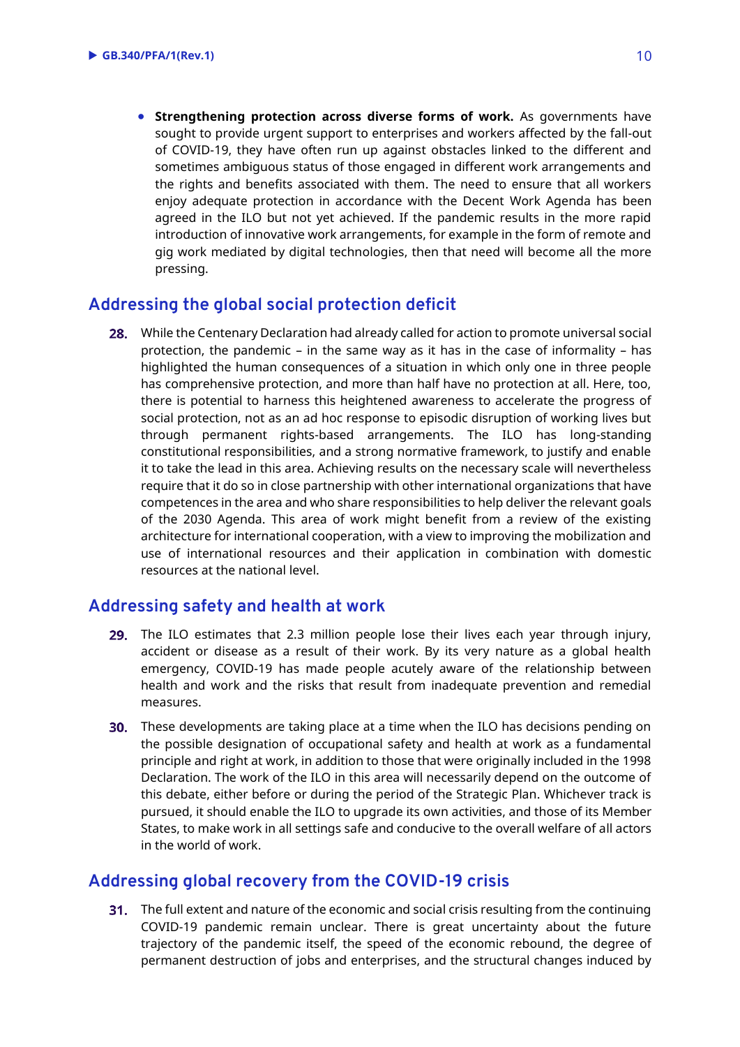- **Strengthening protection across diverse forms of work.** As governments have sought to provide urgent support to enterprises and workers affected by the fall-out of COVID-19, they have often run up against obstacles linked to the different and sometimes ambiguous status of those engaged in different work arrangements and the rights and benefits associated with them. The need to ensure that all workers enjoy adequate protection in accordance with the Decent Work Agenda has been agreed in the ILO but not yet achieved. If the pandemic results in the more rapid introduction of innovative work arrangements, for example in the form of remote and gig work mediated by digital technologies, then that need will become all the more pressing.

## Addressing the global social protection deficit

**28.** While the Centenary Declaration had already called for action to promote universal social protection, the pandemic – in the same way as it has in the case of informality – has highlighted the human consequences of a situation in which only one in three people has comprehensive protection, and more than half have no protection at all. Here, too, there is potential to harness this heightened awareness to accelerate the progress of social protection, not as an ad hoc response to episodic disruption of working lives but through permanent rights-based arrangements. The ILO has long-standing constitutional responsibilities, and a strong normative framework, to justify and enable it to take the lead in this area. Achieving results on the necessary scale will nevertheless require that it do so in close partnership with other international organizations that have competences in the area and who share responsibilities to help deliver the relevant goals of the 2030 Agenda. This area of work might benefit from a review of the existing architecture for international cooperation, with a view to improving the mobilization and use of international resources and their application in combination with domestic resources at the national level.

## Addressing safety and health at work

**29.** The ILO estimates that 2.3 million people lose their lives each year through injury, accident or disease as a result of their work. By its very nature as a global health emergency, COVID-19 has made people acutely aware of the relationship between health and work and the risks that result from inadequate prevention and remedial measures.

**30.** These developments are taking place at a time when the ILO has decisions pending on the possible designation of occupational safety and health at work as a fundamental principle and right at work, in addition to those that were originally included in the 1998 Declaration. The work of the ILO in this area will necessarily depend on the outcome of this debate, either before or during the period of the Strategic Plan. Whichever track is pursued, it should enable the ILO to upgrade its own activities, and those of its Member States, to make work in all settings safe and conducive to the overall welfare of all actors in the world of work.

## Addressing global recovery from the COVID-19 crisis

**31.** The full extent and nature of the economic and social crisis resulting from the continuing COVID-19 pandemic remain unclear. There is great uncertainty about the future trajectory of the pandemic itself, the speed of the economic rebound, the degree of permanent destruction of jobs and enterprises, and the structural changes induced by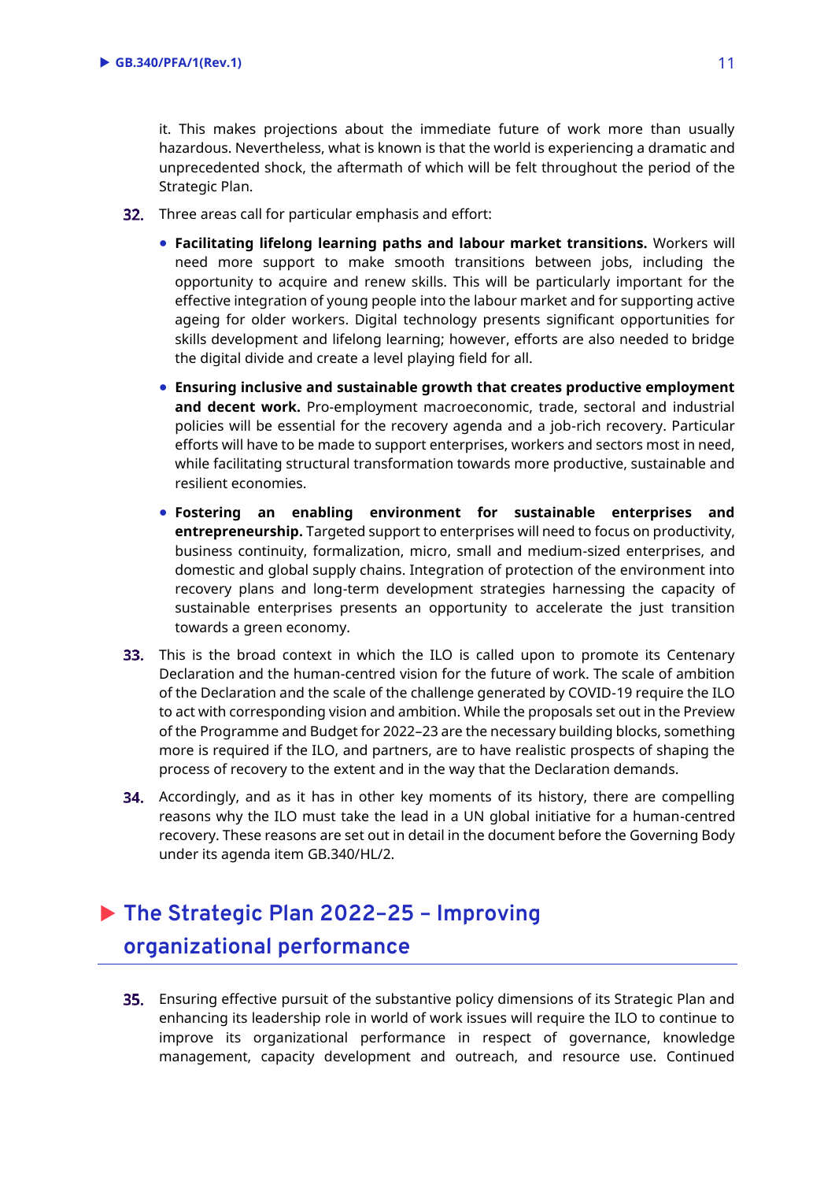it. This makes projections about the immediate future of work more than usually hazardous. Nevertheless, what is known is that the world is experiencing a dramatic and unprecedented shock, the aftermath of which will be felt throughout the period of the Strategic Plan.

**32.** Three areas call for particular emphasis and effort:

- **Facilitating lifelong learning paths and labour market transitions.** Workers will need more support to make smooth transitions between jobs, including the opportunity to acquire and renew skills. This will be particularly important for the effective integration of young people into the labour market and for supporting active ageing for older workers. Digital technology presents significant opportunities for skills development and lifelong learning; however, efforts are also needed to bridge the digital divide and create a level playing field for all.
- **Ensuring inclusive and sustainable growth that creates productive employment and decent work.** Pro-employment macroeconomic, trade, sectoral and industrial policies will be essential for the recovery agenda and a job-rich recovery. Particular efforts will have to be made to support enterprises, workers and sectors most in need, while facilitating structural transformation towards more productive, sustainable and resilient economies.
- **Fostering an enabling environment for sustainable enterprises and entrepreneurship.** Targeted support to enterprises will need to focus on productivity, business continuity, formalization, micro, small and medium-sized enterprises, and domestic and global supply chains. Integration of protection of the environment into recovery plans and long-term development strategies harnessing the capacity of sustainable enterprises presents an opportunity to accelerate the just transition towards a green economy.

**33.** This is the broad context in which the ILO is called upon to promote its Centenary Declaration and the human-centred vision for the future of work. The scale of ambition of the Declaration and the scale of the challenge generated by COVID-19 require the ILO to act with corresponding vision and ambition. While the proposals set out in the Preview of the Programme and Budget for 2022–23 are the necessary building blocks, something more is required if the ILO, and partners, are to have realistic prospects of shaping the process of recovery to the extent and in the way that the Declaration demands.

**34.** Accordingly, and as it has in other key moments of its history, there are compelling reasons why the ILO must take the lead in a UN global initiative for a human-centred recovery. These reasons are set out in detail in the document before the Governing Body under its agenda item GB.340/HL/2.

## The Strategic Plan 2022–25 – Improving organizational performance

**35.** Ensuring effective pursuit of the substantive policy dimensions of its Strategic Plan and enhancing its leadership role in world of work issues will require the ILO to continue to improve its organizational performance in respect of governance, knowledge management, capacity development and outreach, and resource use. Continued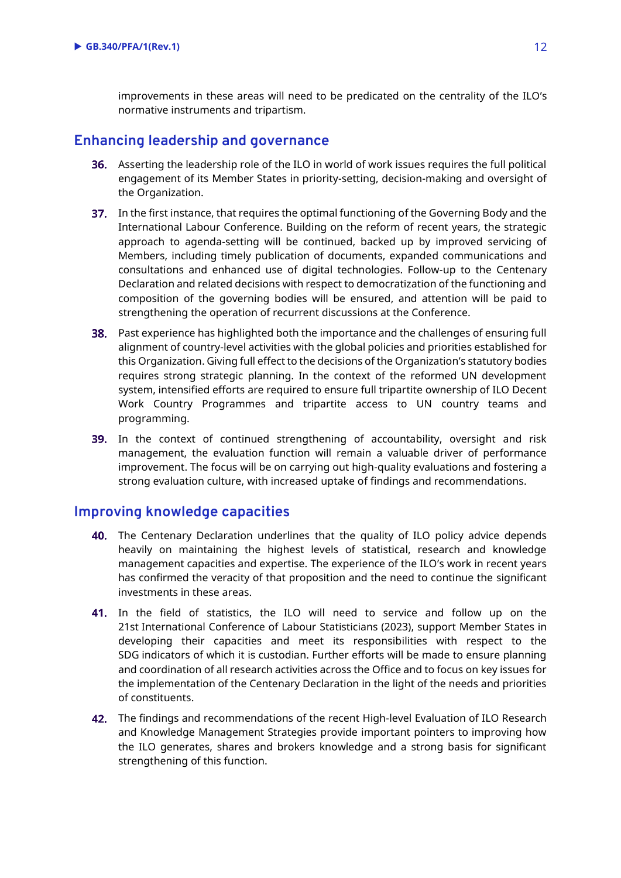improvements in these areas will need to be predicated on the centrality of the ILO's normative instruments and tripartism.

## Enhancing leadership and governance

**36.** Asserting the leadership role of the ILO in world of work issues requires the full political engagement of its Member States in priority-setting, decision-making and oversight of the Organization.

**37.** In the first instance, that requires the optimal functioning of the Governing Body and the International Labour Conference. Building on the reform of recent years, the strategic approach to agenda-setting will be continued, backed up by improved servicing of Members, including timely publication of documents, expanded communications and consultations and enhanced use of digital technologies. Follow-up to the Centenary Declaration and related decisions with respect to democratization of the functioning and composition of the governing bodies will be ensured, and attention will be paid to strengthening the operation of recurrent discussions at the Conference.

**38.** Past experience has highlighted both the importance and the challenges of ensuring full alignment of country-level activities with the global policies and priorities established for this Organization. Giving full effect to the decisions of the Organization's statutory bodies requires strong strategic planning. In the context of the reformed UN development system, intensified efforts are required to ensure full tripartite ownership of ILO Decent Work Country Programmes and tripartite access to UN country teams and programming.

**39.** In the context of continued strengthening of accountability, oversight and risk management, the evaluation function will remain a valuable driver of performance improvement. The focus will be on carrying out high-quality evaluations and fostering a strong evaluation culture, with increased uptake of findings and recommendations.

## Improving knowledge capacities

**40.** The Centenary Declaration underlines that the quality of ILO policy advice depends heavily on maintaining the highest levels of statistical, research and knowledge management capacities and expertise. The experience of the ILO's work in recent years has confirmed the veracity of that proposition and the need to continue the significant investments in these areas.

**41.** In the field of statistics, the ILO will need to service and follow up on the 21st International Conference of Labour Statisticians (2023), support Member States in developing their capacities and meet its responsibilities with respect to the SDG indicators of which it is custodian. Further efforts will be made to ensure planning and coordination of all research activities across the Office and to focus on key issues for the implementation of the Centenary Declaration in the light of the needs and priorities of constituents.

**42.** The findings and recommendations of the recent High-level Evaluation of ILO Research and Knowledge Management Strategies provide important pointers to improving how the ILO generates, shares and brokers knowledge and a strong basis for significant strengthening of this function.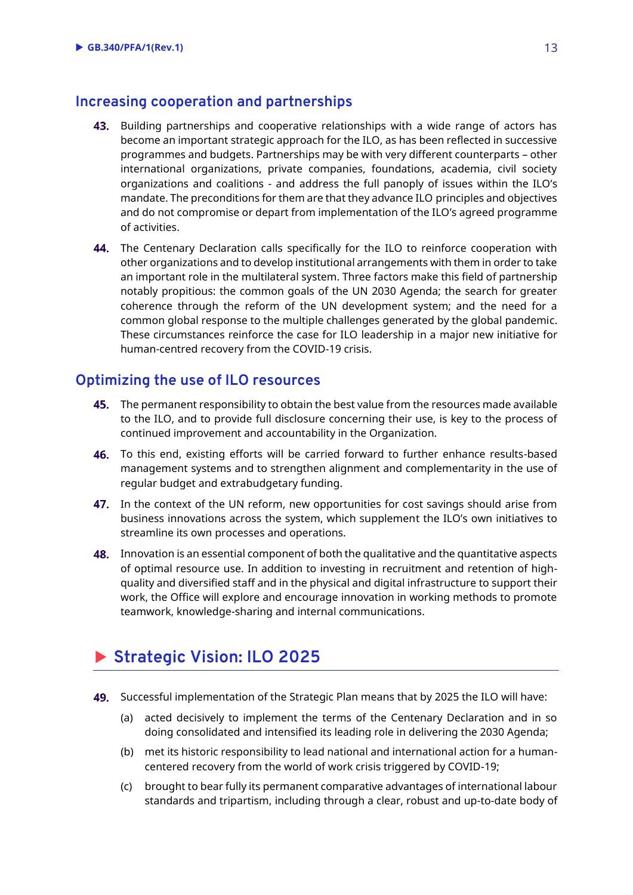## Increasing cooperation and partnerships

43. Building partnerships and cooperative relationships with a wide range of actors has become an important strategic approach for the ILO, as has been reflected in successive programmes and budgets. Partnerships may be with very different counterparts – other international organizations, private companies, foundations, academia, civil society organizations and coalitions - and address the full panoply of issues within the ILO's mandate. The preconditions for them are that they advance ILO principles and objectives and do not compromise or depart from implementation of the ILO's agreed programme of activities.

44. The Centenary Declaration calls specifically for the ILO to reinforce cooperation with other organizations and to develop institutional arrangements with them in order to take an important role in the multilateral system. Three factors make this field of partnership notably propitious: the common goals of the UN 2030 Agenda; the search for greater coherence through the reform of the UN development system; and the need for a common global response to the multiple challenges generated by the global pandemic. These circumstances reinforce the case for ILO leadership in a major new initiative for human-centred recovery from the COVID-19 crisis.

## Optimizing the use of ILO resources

45. The permanent responsibility to obtain the best value from the resources made available to the ILO, and to provide full disclosure concerning their use, is key to the process of continued improvement and accountability in the Organization.

46. To this end, existing efforts will be carried forward to further enhance results-based management systems and to strengthen alignment and complementarity in the use of regular budget and extrabudgetary funding.

47. In the context of the UN reform, new opportunities for cost savings should arise from business innovations across the system, which supplement the ILO's own initiatives to streamline its own processes and operations.

48. Innovation is an essential component of both the qualitative and the quantitative aspects of optimal resource use. In addition to investing in recruitment and retention of high-quality and diversified staff and in the physical and digital infrastructure to support their work, the Office will explore and encourage innovation in working methods to promote teamwork, knowledge-sharing and internal communications.

# Strategic Vision: ILO 2025

49. Successful implementation of the Strategic Plan means that by 2025 the ILO will have:

   (a) acted decisively to implement the terms of the Centenary Declaration and in so doing consolidated and intensified its leading role in delivering the 2030 Agenda;

   (b) met its historic responsibility to lead national and international action for a human-centered recovery from the world of work crisis triggered by COVID-19;

   (c) brought to bear fully its permanent comparative advantages of international labour standards and tripartism, including through a clear, robust and up-to-date body of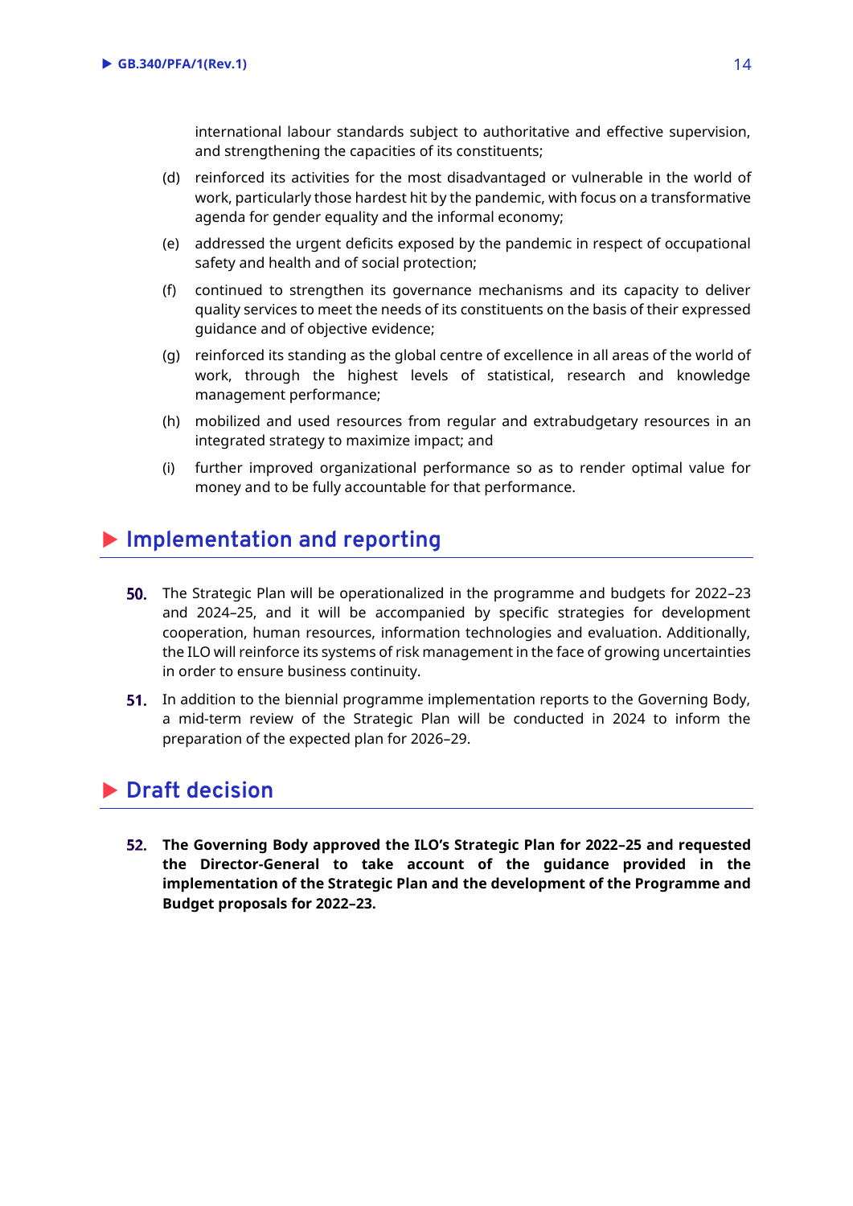international labour standards subject to authoritative and effective supervision, and strengthening the capacities of its constituents;

(d) reinforced its activities for the most disadvantaged or vulnerable in the world of work, particularly those hardest hit by the pandemic, with focus on a transformative agenda for gender equality and the informal economy;

(e) addressed the urgent deficits exposed by the pandemic in respect of occupational safety and health and of social protection;

(f) continued to strengthen its governance mechanisms and its capacity to deliver quality services to meet the needs of its constituents on the basis of their expressed guidance and of objective evidence;

(g) reinforced its standing as the global centre of excellence in all areas of the world of work, through the highest levels of statistical, research and knowledge management performance;

(h) mobilized and used resources from regular and extrabudgetary resources in an integrated strategy to maximize impact; and

(i) further improved organizational performance so as to render optimal value for money and to be fully accountable for that performance.

## Implementation and reporting

**50.** The Strategic Plan will be operationalized in the programme and budgets for 2022–23 and 2024–25, and it will be accompanied by specific strategies for development cooperation, human resources, information technologies and evaluation. Additionally, the ILO will reinforce its systems of risk management in the face of growing uncertainties in order to ensure business continuity.

**51.** In addition to the biennial programme implementation reports to the Governing Body, a mid-term review of the Strategic Plan will be conducted in 2024 to inform the preparation of the expected plan for 2026–29.

## Draft decision

**52.** **The Governing Body approved the ILO's Strategic Plan for 2022–25 and requested the Director-General to take account of the guidance provided in the implementation of the Strategic Plan and the development of the Programme and Budget proposals for 2022–23.**